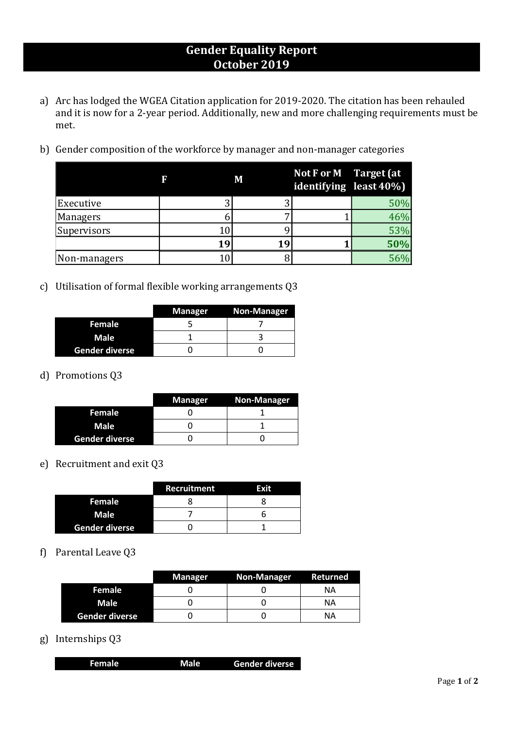# Gender Equality Report
# October 2019

a) Arc has lodged the WGEA Citation application for 2019-2020. The citation has been rehauled and it is now for a 2-year period. Additionally, new and more challenging requirements must be met.

b) Gender composition of the workforce by manager and non-manager categories

| | F | M | Not F or M identifying | Target (at least 40%) |
|---|---|---|---|---|
| Executive | 3 | 3 | | 50% |
| Managers | 6 | 7 | 1 | 46% |
| Supervisors | 10 | 9 | | 53% |
| | **19** | **19** | **1** | **50%** |
| Non-managers | 10 | 8 | | 56% |

c) Utilisation of formal flexible working arrangements Q3

| | Manager | Non-Manager |
|---|---|---|
| **Female** | 5 | 7 |
| **Male** | 1 | 3 |
| **Gender diverse** | 0 | 0 |

d) Promotions Q3

| | Manager | Non-Manager |
|---|---|---|
| **Female** | 0 | 1 |
| **Male** | 0 | 1 |
| **Gender diverse** | 0 | 0 |

e) Recruitment and exit Q3

| | Recruitment | Exit |
|---|---|---|
| **Female** | 8 | 8 |
| **Male** | 7 | 6 |
| **Gender diverse** | 0 | 1 |

f) Parental Leave Q3

| | Manager | Non-Manager | Returned |
|---|---|---|---|
| **Female** | 0 | 0 | NA |
| **Male** | 0 | 0 | NA |
| **Gender diverse** | 0 | 0 | NA |

g) Internships Q3

| Female | Male | Gender diverse |
|---|---|---|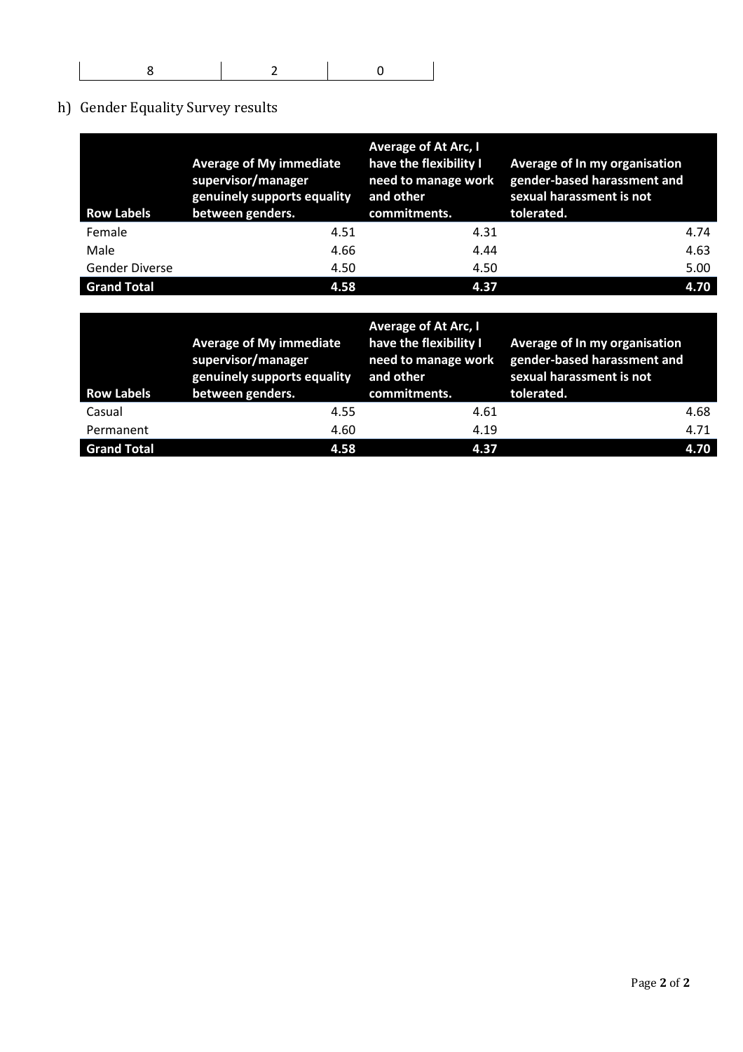| | | |
|---|---|---|
| 8 | 2 | 0 |

h) Gender Equality Survey results

| Row Labels | Average of My immediate supervisor/manager genuinely supports equality between genders. | Average of At Arc, I have the flexibility I need to manage work and other commitments. | Average of In my organisation gender-based harassment and sexual harassment is not tolerated. |
|---|---|---|---|
| Female | 4.51 | 4.31 | 4.74 |
| Male | 4.66 | 4.44 | 4.63 |
| Gender Diverse | 4.50 | 4.50 | 5.00 |
| **Grand Total** | **4.58** | **4.37** | **4.70** |

| Row Labels | Average of My immediate supervisor/manager genuinely supports equality between genders. | Average of At Arc, I have the flexibility I need to manage work and other commitments. | Average of In my organisation gender-based harassment and sexual harassment is not tolerated. |
|---|---|---|---|
| Casual | 4.55 | 4.61 | 4.68 |
| Permanent | 4.60 | 4.19 | 4.71 |
| **Grand Total** | **4.58** | **4.37** | **4.70** |